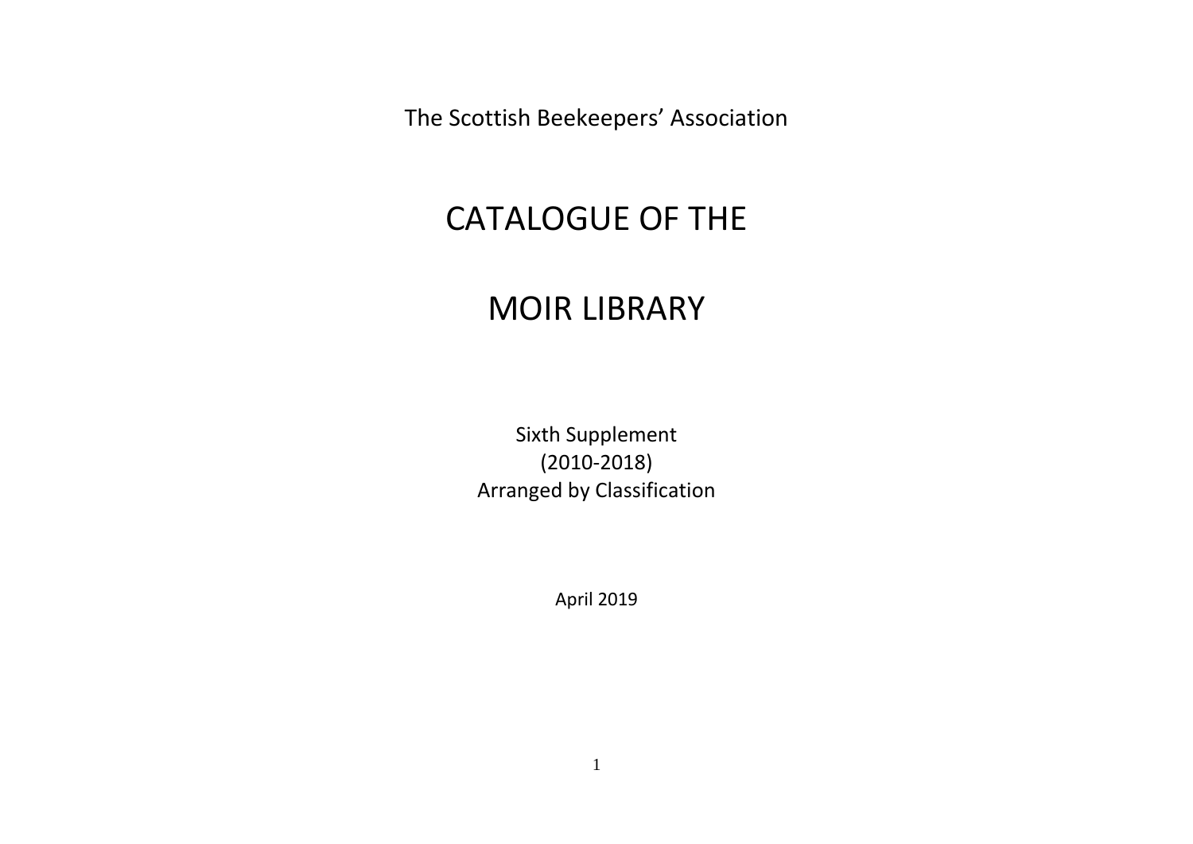The Scottish Beekeepers' Association

# CATALOGUE OF THE

# MOIR LIBRARY

Sixth Supplement
(2010-2018)
Arranged by Classification

April 2019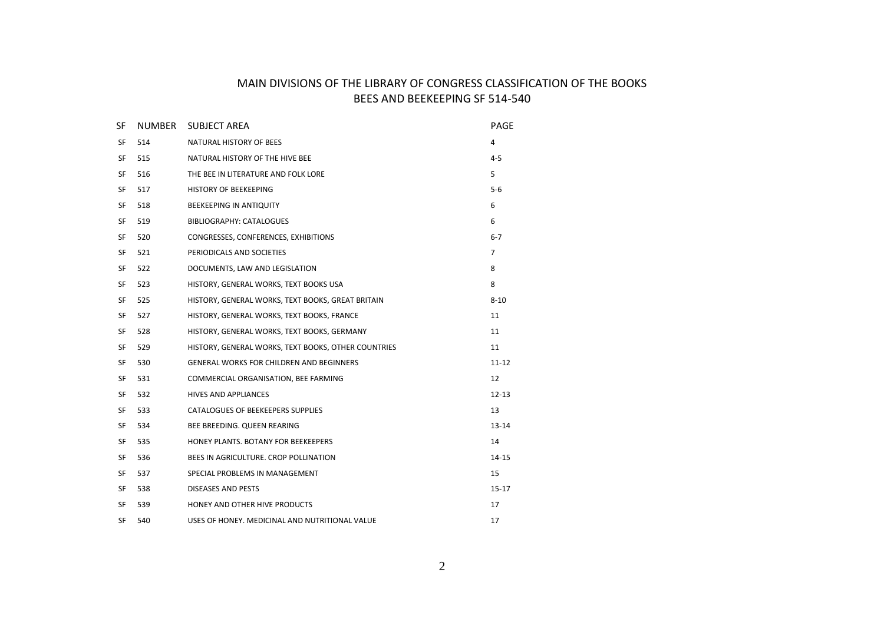# MAIN DIVISIONS OF THE LIBRARY OF CONGRESS CLASSIFICATION OF THE BOOKS
## BEES AND BEEKEEPING SF 514-540

| SF | NUMBER | SUBJECT AREA | PAGE |
|---|---|---|---|
| SF | 514 | NATURAL HISTORY OF BEES | 4 |
| SF | 515 | NATURAL HISTORY OF THE HIVE BEE | 4-5 |
| SF | 516 | THE BEE IN LITERATURE AND FOLK LORE | 5 |
| SF | 517 | HISTORY OF BEEKEEPING | 5-6 |
| SF | 518 | BEEKEEPING IN ANTIQUITY | 6 |
| SF | 519 | BIBLIOGRAPHY: CATALOGUES | 6 |
| SF | 520 | CONGRESSES, CONFERENCES, EXHIBITIONS | 6-7 |
| SF | 521 | PERIODICALS AND SOCIETIES | 7 |
| SF | 522 | DOCUMENTS, LAW AND LEGISLATION | 8 |
| SF | 523 | HISTORY, GENERAL WORKS, TEXT BOOKS USA | 8 |
| SF | 525 | HISTORY, GENERAL WORKS, TEXT BOOKS, GREAT BRITAIN | 8-10 |
| SF | 527 | HISTORY, GENERAL WORKS, TEXT BOOKS, FRANCE | 11 |
| SF | 528 | HISTORY, GENERAL WORKS, TEXT BOOKS, GERMANY | 11 |
| SF | 529 | HISTORY, GENERAL WORKS, TEXT BOOKS, OTHER COUNTRIES | 11 |
| SF | 530 | GENERAL WORKS FOR CHILDREN AND BEGINNERS | 11-12 |
| SF | 531 | COMMERCIAL ORGANISATION, BEE FARMING | 12 |
| SF | 532 | HIVES AND APPLIANCES | 12-13 |
| SF | 533 | CATALOGUES OF BEEKEEPERS SUPPLIES | 13 |
| SF | 534 | BEE BREEDING. QUEEN REARING | 13-14 |
| SF | 535 | HONEY PLANTS. BOTANY FOR BEEKEEPERS | 14 |
| SF | 536 | BEES IN AGRICULTURE. CROP POLLINATION | 14-15 |
| SF | 537 | SPECIAL PROBLEMS IN MANAGEMENT | 15 |
| SF | 538 | DISEASES AND PESTS | 15-17 |
| SF | 539 | HONEY AND OTHER HIVE PRODUCTS | 17 |
| SF | 540 | USES OF HONEY. MEDICINAL AND NUTRITIONAL VALUE | 17 |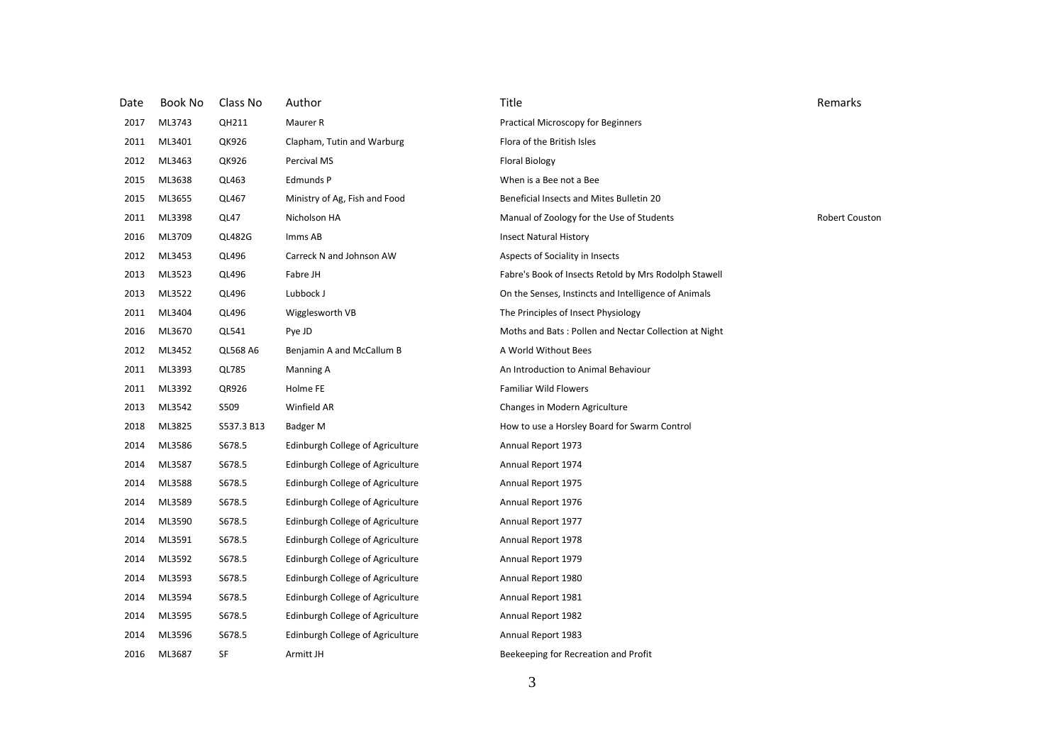| Date | Book No | Class No | Author | Title | Remarks |
| --- | --- | --- | --- | --- | --- |
| 2017 | ML3743 | QH211 | Maurer R | Practical Microscopy for Beginners | |
| 2011 | ML3401 | QK926 | Clapham, Tutin and Warburg | Flora of the British Isles | |
| 2012 | ML3463 | QK926 | Percival MS | Floral Biology | |
| 2015 | ML3638 | QL463 | Edmunds P | When is a Bee not a Bee | |
| 2015 | ML3655 | QL467 | Ministry of Ag, Fish and Food | Beneficial Insects and Mites Bulletin 20 | |
| 2011 | ML3398 | QL47 | Nicholson HA | Manual of Zoology for the Use of Students | Robert Couston |
| 2016 | ML3709 | QL482G | Imms AB | Insect Natural History | |
| 2012 | ML3453 | QL496 | Carreck N and Johnson AW | Aspects of Sociality in Insects | |
| 2013 | ML3523 | QL496 | Fabre JH | Fabre's Book of Insects Retold by Mrs Rodolph Stawell | |
| 2013 | ML3522 | QL496 | Lubbock J | On the Senses, Instincts and Intelligence of Animals | |
| 2011 | ML3404 | QL496 | Wigglesworth VB | The Principles of Insect Physiology | |
| 2016 | ML3670 | QL541 | Pye JD | Moths and Bats : Pollen and Nectar Collection at Night | |
| 2012 | ML3452 | QL568 A6 | Benjamin A and McCallum B | A World Without Bees | |
| 2011 | ML3393 | QL785 | Manning A | An Introduction to Animal Behaviour | |
| 2011 | ML3392 | QR926 | Holme FE | Familiar Wild Flowers | |
| 2013 | ML3542 | S509 | Winfield AR | Changes in Modern Agriculture | |
| 2018 | ML3825 | S537.3 B13 | Badger M | How to use a Horsley Board for Swarm Control | |
| 2014 | ML3586 | S678.5 | Edinburgh College of Agriculture | Annual Report 1973 | |
| 2014 | ML3587 | S678.5 | Edinburgh College of Agriculture | Annual Report 1974 | |
| 2014 | ML3588 | S678.5 | Edinburgh College of Agriculture | Annual Report 1975 | |
| 2014 | ML3589 | S678.5 | Edinburgh College of Agriculture | Annual Report 1976 | |
| 2014 | ML3590 | S678.5 | Edinburgh College of Agriculture | Annual Report 1977 | |
| 2014 | ML3591 | S678.5 | Edinburgh College of Agriculture | Annual Report 1978 | |
| 2014 | ML3592 | S678.5 | Edinburgh College of Agriculture | Annual Report 1979 | |
| 2014 | ML3593 | S678.5 | Edinburgh College of Agriculture | Annual Report 1980 | |
| 2014 | ML3594 | S678.5 | Edinburgh College of Agriculture | Annual Report 1981 | |
| 2014 | ML3595 | S678.5 | Edinburgh College of Agriculture | Annual Report 1982 | |
| 2014 | ML3596 | S678.5 | Edinburgh College of Agriculture | Annual Report 1983 | |
| 2016 | ML3687 | SF | Armitt JH | Beekeeping for Recreation and Profit | |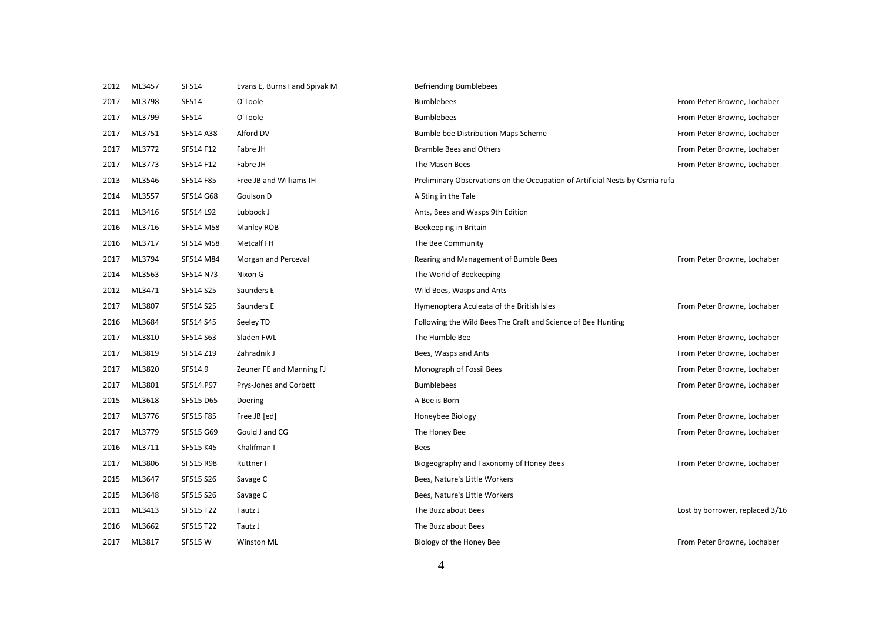| | | | | | |
|---|---|---|---|---|---|
| 2012 | ML3457 | SF514 | Evans E, Burns I and Spivak M | Befriending Bumblebees | |
| 2017 | ML3798 | SF514 | O'Toole | Bumblebees | From Peter Browne, Lochaber |
| 2017 | ML3799 | SF514 | O'Toole | Bumblebees | From Peter Browne, Lochaber |
| 2017 | ML3751 | SF514 A38 | Alford DV | Bumble bee Distribution Maps Scheme | From Peter Browne, Lochaber |
| 2017 | ML3772 | SF514 F12 | Fabre JH | Bramble Bees and Others | From Peter Browne, Lochaber |
| 2017 | ML3773 | SF514 F12 | Fabre JH | The Mason Bees | From Peter Browne, Lochaber |
| 2013 | ML3546 | SF514 F85 | Free JB and Williams IH | Preliminary Observations on the Occupation of Artificial Nests by Osmia rufa | |
| 2014 | ML3557 | SF514 G68 | Goulson D | A Sting in the Tale | |
| 2011 | ML3416 | SF514 L92 | Lubbock J | Ants, Bees and Wasps 9th Edition | |
| 2016 | ML3716 | SF514 M58 | Manley ROB | Beekeeping in Britain | |
| 2016 | ML3717 | SF514 M58 | Metcalf FH | The Bee Community | |
| 2017 | ML3794 | SF514 M84 | Morgan and Perceval | Rearing and Management of Bumble Bees | From Peter Browne, Lochaber |
| 2014 | ML3563 | SF514 N73 | Nixon G | The World of Beekeeping | |
| 2012 | ML3471 | SF514 S25 | Saunders E | Wild Bees, Wasps and Ants | |
| 2017 | ML3807 | SF514 S25 | Saunders E | Hymenoptera Aculeata of the British Isles | From Peter Browne, Lochaber |
| 2016 | ML3684 | SF514 S45 | Seeley TD | Following the Wild Bees The Craft and Science of Bee Hunting | |
| 2017 | ML3810 | SF514 S63 | Sladen FWL | The Humble Bee | From Peter Browne, Lochaber |
| 2017 | ML3819 | SF514 Z19 | Zahradnik J | Bees, Wasps and Ants | From Peter Browne, Lochaber |
| 2017 | ML3820 | SF514.9 | Zeuner FE and Manning FJ | Monograph of Fossil Bees | From Peter Browne, Lochaber |
| 2017 | ML3801 | SF514.P97 | Prys-Jones and Corbett | Bumblebees | From Peter Browne, Lochaber |
| 2015 | ML3618 | SF515 D65 | Doering | A Bee is Born | |
| 2017 | ML3776 | SF515 F85 | Free JB [ed] | Honeybee Biology | From Peter Browne, Lochaber |
| 2017 | ML3779 | SF515 G69 | Gould J and CG | The Honey Bee | From Peter Browne, Lochaber |
| 2016 | ML3711 | SF515 K45 | Khalifman I | Bees | |
| 2017 | ML3806 | SF515 R98 | Ruttner F | Biogeography and Taxonomy of Honey Bees | From Peter Browne, Lochaber |
| 2015 | ML3647 | SF515 S26 | Savage C | Bees, Nature's Little Workers | |
| 2015 | ML3648 | SF515 S26 | Savage C | Bees, Nature's Little Workers | |
| 2011 | ML3413 | SF515 T22 | Tautz J | The Buzz about Bees | Lost by borrower, replaced 3/16 |
| 2016 | ML3662 | SF515 T22 | Tautz J | The Buzz about Bees | |
| 2017 | ML3817 | SF515 W | Winston ML | Biology of the Honey Bee | From Peter Browne, Lochaber |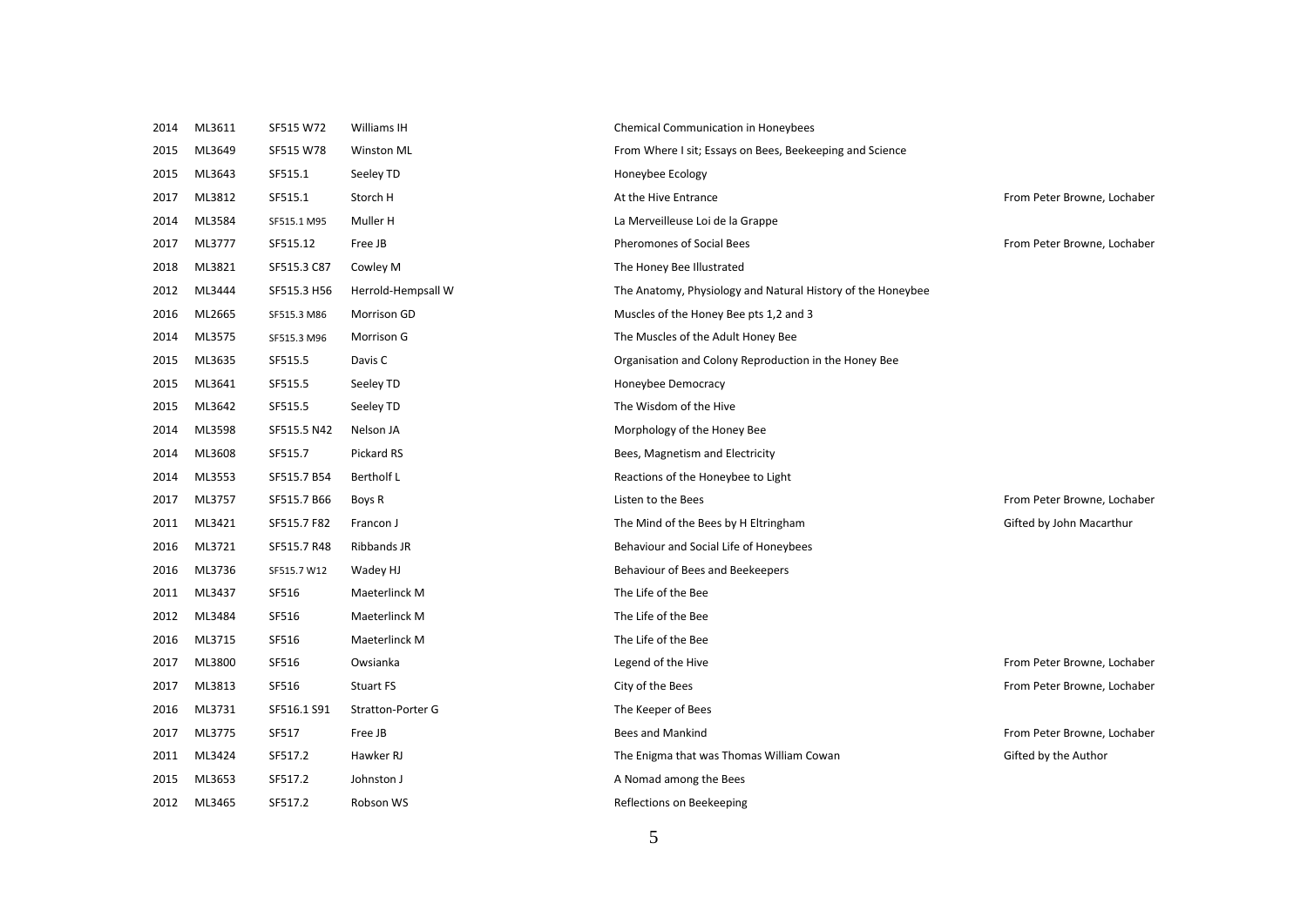| | | | | | |
|---|---|---|---|---|---|
| 2014 | ML3611 | SF515 W72 | Williams IH | Chemical Communication in Honeybees | |
| 2015 | ML3649 | SF515 W78 | Winston ML | From Where I sit; Essays on Bees, Beekeeping and Science | |
| 2015 | ML3643 | SF515.1 | Seeley TD | Honeybee Ecology | |
| 2017 | ML3812 | SF515.1 | Storch H | At the Hive Entrance | From Peter Browne, Lochaber |
| 2014 | ML3584 | SF515.1 M95 | Muller H | La Merveilleuse Loi de la Grappe | |
| 2017 | ML3777 | SF515.12 | Free JB | Pheromones of Social Bees | From Peter Browne, Lochaber |
| 2018 | ML3821 | SF515.3 C87 | Cowley M | The Honey Bee Illustrated | |
| 2012 | ML3444 | SF515.3 H56 | Herrold-Hempsall W | The Anatomy, Physiology and Natural History of the Honeybee | |
| 2016 | ML2665 | SF515.3 M86 | Morrison GD | Muscles of the Honey Bee pts 1,2 and 3 | |
| 2014 | ML3575 | SF515.3 M96 | Morrison G | The Muscles of the Adult Honey Bee | |
| 2015 | ML3635 | SF515.5 | Davis C | Organisation and Colony Reproduction in the Honey Bee | |
| 2015 | ML3641 | SF515.5 | Seeley TD | Honeybee Democracy | |
| 2015 | ML3642 | SF515.5 | Seeley TD | The Wisdom of the Hive | |
| 2014 | ML3598 | SF515.5 N42 | Nelson JA | Morphology of the Honey Bee | |
| 2014 | ML3608 | SF515.7 | Pickard RS | Bees, Magnetism and Electricity | |
| 2014 | ML3553 | SF515.7 B54 | Bertholf L | Reactions of the Honeybee to Light | |
| 2017 | ML3757 | SF515.7 B66 | Boys R | Listen to the Bees | From Peter Browne, Lochaber |
| 2011 | ML3421 | SF515.7 F82 | Francon J | The Mind of the Bees by H Eltringham | Gifted by John Macarthur |
| 2016 | ML3721 | SF515.7 R48 | Ribbands JR | Behaviour and Social Life of Honeybees | |
| 2016 | ML3736 | SF515.7 W12 | Wadey HJ | Behaviour of Bees and Beekeepers | |
| 2011 | ML3437 | SF516 | Maeterlinck M | The Life of the Bee | |
| 2012 | ML3484 | SF516 | Maeterlinck M | The Life of the Bee | |
| 2016 | ML3715 | SF516 | Maeterlinck M | The Life of the Bee | |
| 2017 | ML3800 | SF516 | Owsianka | Legend of the Hive | From Peter Browne, Lochaber |
| 2017 | ML3813 | SF516 | Stuart FS | City of the Bees | From Peter Browne, Lochaber |
| 2016 | ML3731 | SF516.1 S91 | Stratton-Porter G | The Keeper of Bees | |
| 2017 | ML3775 | SF517 | Free JB | Bees and Mankind | From Peter Browne, Lochaber |
| 2011 | ML3424 | SF517.2 | Hawker RJ | The Enigma that was Thomas William Cowan | Gifted by the Author |
| 2015 | ML3653 | SF517.2 | Johnston J | A Nomad among the Bees | |
| 2012 | ML3465 | SF517.2 | Robson WS | Reflections on Beekeeping | |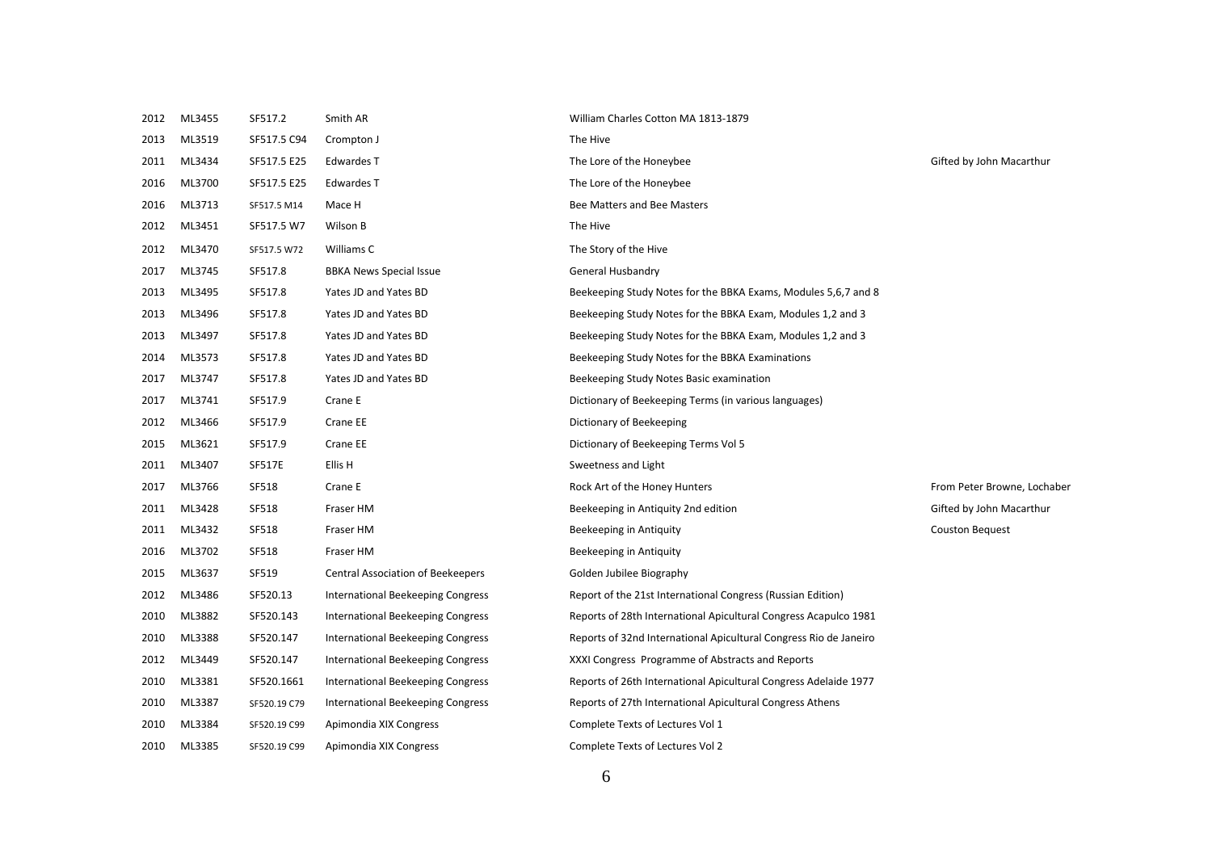| | | | | | |
|---|---|---|---|---|---|
| 2012 | ML3455 | SF517.2 | Smith AR | William Charles Cotton MA 1813-1879 | |
| 2013 | ML3519 | SF517.5 C94 | Crompton J | The Hive | |
| 2011 | ML3434 | SF517.5 E25 | Edwardes T | The Lore of the Honeybee | Gifted by John Macarthur |
| 2016 | ML3700 | SF517.5 E25 | Edwardes T | The Lore of the Honeybee | |
| 2016 | ML3713 | SF517.5 M14 | Mace H | Bee Matters and Bee Masters | |
| 2012 | ML3451 | SF517.5 W7 | Wilson B | The Hive | |
| 2012 | ML3470 | SF517.5 W72 | Williams C | The Story of the Hive | |
| 2017 | ML3745 | SF517.8 | BBKA News Special Issue | General Husbandry | |
| 2013 | ML3495 | SF517.8 | Yates JD and Yates BD | Beekeeping Study Notes for the BBKA Exams, Modules 5,6,7 and 8 | |
| 2013 | ML3496 | SF517.8 | Yates JD and Yates BD | Beekeeping Study Notes for the BBKA Exam, Modules 1,2 and 3 | |
| 2013 | ML3497 | SF517.8 | Yates JD and Yates BD | Beekeeping Study Notes for the BBKA Exam, Modules 1,2 and 3 | |
| 2014 | ML3573 | SF517.8 | Yates JD and Yates BD | Beekeeping Study Notes for the BBKA Examinations | |
| 2017 | ML3747 | SF517.8 | Yates JD and Yates BD | Beekeeping Study Notes Basic examination | |
| 2017 | ML3741 | SF517.9 | Crane E | Dictionary of Beekeeping Terms (in various languages) | |
| 2012 | ML3466 | SF517.9 | Crane EE | Dictionary of Beekeeping | |
| 2015 | ML3621 | SF517.9 | Crane EE | Dictionary of Beekeeping Terms Vol 5 | |
| 2011 | ML3407 | SF517E | Ellis H | Sweetness and Light | |
| 2017 | ML3766 | SF518 | Crane E | Rock Art of the Honey Hunters | From Peter Browne, Lochaber |
| 2011 | ML3428 | SF518 | Fraser HM | Beekeeping in Antiquity 2nd edition | Gifted by John Macarthur |
| 2011 | ML3432 | SF518 | Fraser HM | Beekeeping in Antiquity | Couston Bequest |
| 2016 | ML3702 | SF518 | Fraser HM | Beekeeping in Antiquity | |
| 2015 | ML3637 | SF519 | Central Association of Beekeepers | Golden Jubilee Biography | |
| 2012 | ML3486 | SF520.13 | International Beekeeping Congress | Report of the 21st International Congress (Russian Edition) | |
| 2010 | ML3882 | SF520.143 | International Beekeeping Congress | Reports of 28th International Apicultural Congress Acapulco 1981 | |
| 2010 | ML3388 | SF520.147 | International Beekeeping Congress | Reports of 32nd International Apicultural Congress Rio de Janeiro | |
| 2012 | ML3449 | SF520.147 | International Beekeeping Congress | XXXI Congress Programme of Abstracts and Reports | |
| 2010 | ML3381 | SF520.1661 | International Beekeeping Congress | Reports of 26th International Apicultural Congress Adelaide 1977 | |
| 2010 | ML3387 | SF520.19 C79 | International Beekeeping Congress | Reports of 27th International Apicultural Congress Athens | |
| 2010 | ML3384 | SF520.19 C99 | Apimondia XIX Congress | Complete Texts of Lectures Vol 1 | |
| 2010 | ML3385 | SF520.19 C99 | Apimondia XIX Congress | Complete Texts of Lectures Vol 2 | |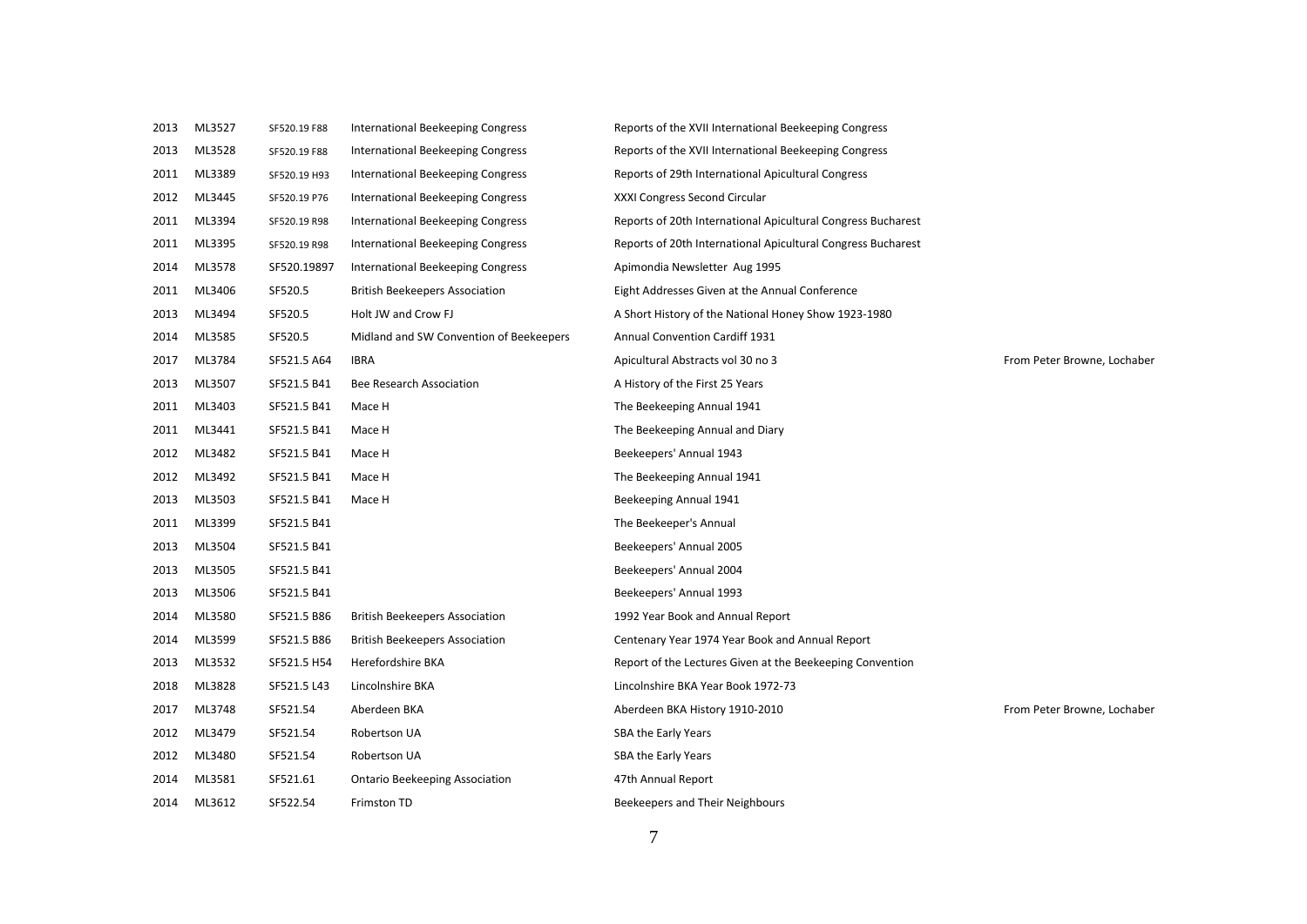| | | | | | |
|---|---|---|---|---|---|
| 2013 | ML3527 | SF520.19 F88 | International Beekeeping Congress | Reports of the XVII International Beekeeping Congress | |
| 2013 | ML3528 | SF520.19 F88 | International Beekeeping Congress | Reports of the XVII International Beekeeping Congress | |
| 2011 | ML3389 | SF520.19 H93 | International Beekeeping Congress | Reports of 29th International Apicultural Congress | |
| 2012 | ML3445 | SF520.19 P76 | International Beekeeping Congress | XXXI Congress Second Circular | |
| 2011 | ML3394 | SF520.19 R98 | International Beekeeping Congress | Reports of 20th International Apicultural Congress Bucharest | |
| 2011 | ML3395 | SF520.19 R98 | International Beekeeping Congress | Reports of 20th International Apicultural Congress Bucharest | |
| 2014 | ML3578 | SF520.19897 | International Beekeeping Congress | Apimondia Newsletter Aug 1995 | |
| 2011 | ML3406 | SF520.5 | British Beekeepers Association | Eight Addresses Given at the Annual Conference | |
| 2013 | ML3494 | SF520.5 | Holt JW and Crow FJ | A Short History of the National Honey Show 1923-1980 | |
| 2014 | ML3585 | SF520.5 | Midland and SW Convention of Beekeepers | Annual Convention Cardiff 1931 | |
| 2017 | ML3784 | SF521.5 A64 | IBRA | Apicultural Abstracts vol 30 no 3 | From Peter Browne, Lochaber |
| 2013 | ML3507 | SF521.5 B41 | Bee Research Association | A History of the First 25 Years | |
| 2011 | ML3403 | SF521.5 B41 | Mace H | The Beekeeping Annual 1941 | |
| 2011 | ML3441 | SF521.5 B41 | Mace H | The Beekeeping Annual and Diary | |
| 2012 | ML3482 | SF521.5 B41 | Mace H | Beekeepers' Annual 1943 | |
| 2012 | ML3492 | SF521.5 B41 | Mace H | The Beekeeping Annual 1941 | |
| 2013 | ML3503 | SF521.5 B41 | Mace H | Beekeeping Annual 1941 | |
| 2011 | ML3399 | SF521.5 B41 | | The Beekeeper's Annual | |
| 2013 | ML3504 | SF521.5 B41 | | Beekeepers' Annual 2005 | |
| 2013 | ML3505 | SF521.5 B41 | | Beekeepers' Annual 2004 | |
| 2013 | ML3506 | SF521.5 B41 | | Beekeepers' Annual 1993 | |
| 2014 | ML3580 | SF521.5 B86 | British Beekeepers Association | 1992 Year Book and Annual Report | |
| 2014 | ML3599 | SF521.5 B86 | British Beekeepers Association | Centenary Year 1974 Year Book and Annual Report | |
| 2013 | ML3532 | SF521.5 H54 | Herefordshire BKA | Report of the Lectures Given at the Beekeeping Convention | |
| 2018 | ML3828 | SF521.5 L43 | Lincolnshire BKA | Lincolnshire BKA Year Book 1972-73 | |
| 2017 | ML3748 | SF521.54 | Aberdeen BKA | Aberdeen BKA History 1910-2010 | From Peter Browne, Lochaber |
| 2012 | ML3479 | SF521.54 | Robertson UA | SBA the Early Years | |
| 2012 | ML3480 | SF521.54 | Robertson UA | SBA the Early Years | |
| 2014 | ML3581 | SF521.61 | Ontario Beekeeping Association | 47th Annual Report | |
| 2014 | ML3612 | SF522.54 | Frimston TD | Beekeepers and Their Neighbours | |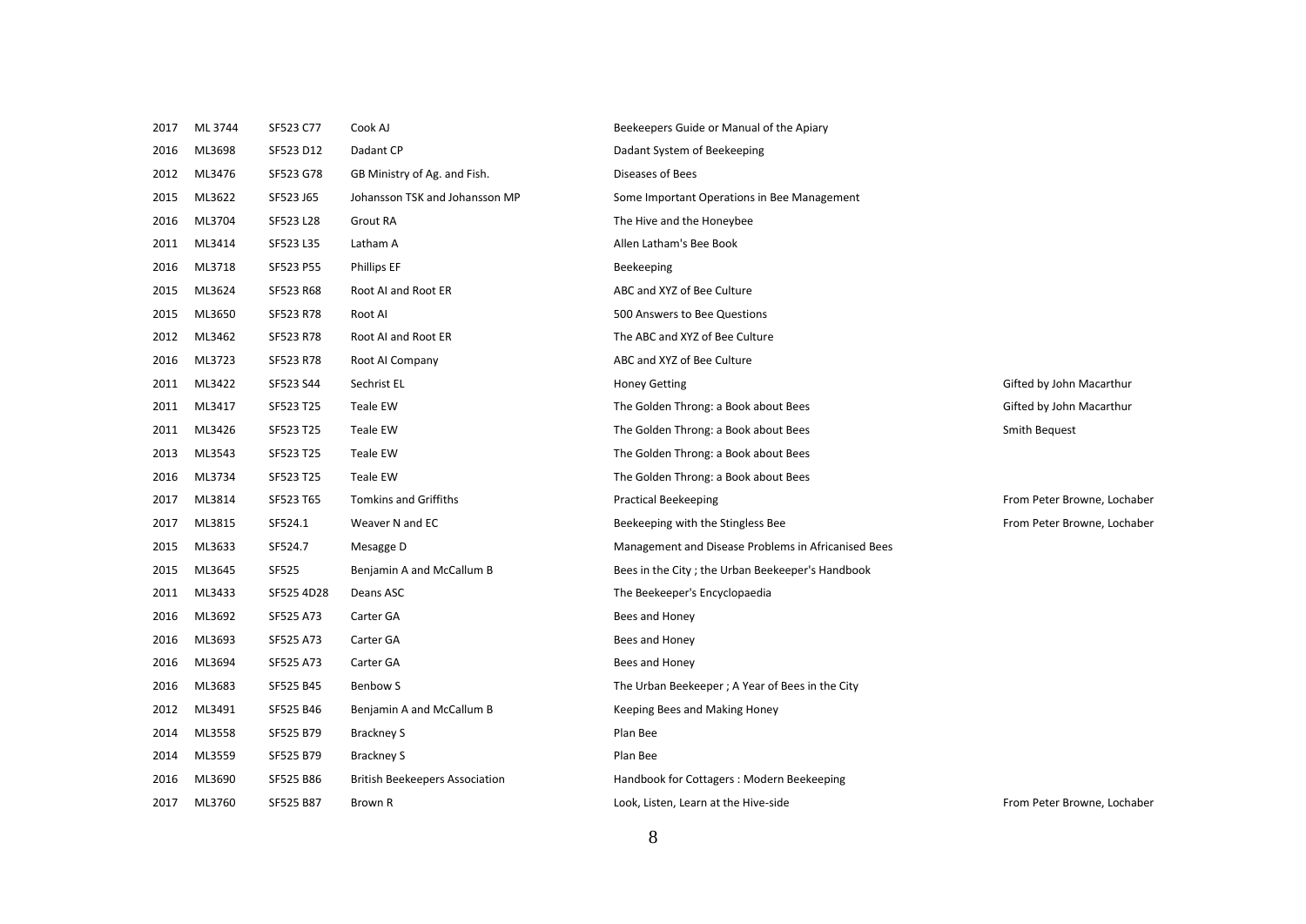| | | | | | |
|---|---|---|---|---|---|
| 2017 | ML 3744 | SF523 C77 | Cook AJ | Beekeepers Guide or Manual of the Apiary | |
| 2016 | ML3698 | SF523 D12 | Dadant CP | Dadant System of Beekeeping | |
| 2012 | ML3476 | SF523 G78 | GB Ministry of Ag. and Fish. | Diseases of Bees | |
| 2015 | ML3622 | SF523 J65 | Johansson TSK and Johansson MP | Some Important Operations in Bee Management | |
| 2016 | ML3704 | SF523 L28 | Grout RA | The Hive and the Honeybee | |
| 2011 | ML3414 | SF523 L35 | Latham A | Allen Latham's Bee Book | |
| 2016 | ML3718 | SF523 P55 | Phillips EF | Beekeeping | |
| 2015 | ML3624 | SF523 R68 | Root AI and Root ER | ABC and XYZ of Bee Culture | |
| 2015 | ML3650 | SF523 R78 | Root AI | 500 Answers to Bee Questions | |
| 2012 | ML3462 | SF523 R78 | Root AI and Root ER | The ABC and XYZ of Bee Culture | |
| 2016 | ML3723 | SF523 R78 | Root AI Company | ABC and XYZ of Bee Culture | |
| 2011 | ML3422 | SF523 S44 | Sechrist EL | Honey Getting | Gifted by John Macarthur |
| 2011 | ML3417 | SF523 T25 | Teale EW | The Golden Throng: a Book about Bees | Gifted by John Macarthur |
| 2011 | ML3426 | SF523 T25 | Teale EW | The Golden Throng: a Book about Bees | Smith Bequest |
| 2013 | ML3543 | SF523 T25 | Teale EW | The Golden Throng: a Book about Bees | |
| 2016 | ML3734 | SF523 T25 | Teale EW | The Golden Throng: a Book about Bees | |
| 2017 | ML3814 | SF523 T65 | Tomkins and Griffiths | Practical Beekeeping | From Peter Browne, Lochaber |
| 2017 | ML3815 | SF524.1 | Weaver N and EC | Beekeeping with the Stingless Bee | From Peter Browne, Lochaber |
| 2015 | ML3633 | SF524.7 | Mesagge D | Management and Disease Problems in Africanised Bees | |
| 2015 | ML3645 | SF525 | Benjamin A and McCallum B | Bees in the City ; the Urban Beekeeper's Handbook | |
| 2011 | ML3433 | SF525 4D28 | Deans ASC | The Beekeeper's Encyclopaedia | |
| 2016 | ML3692 | SF525 A73 | Carter GA | Bees and Honey | |
| 2016 | ML3693 | SF525 A73 | Carter GA | Bees and Honey | |
| 2016 | ML3694 | SF525 A73 | Carter GA | Bees and Honey | |
| 2016 | ML3683 | SF525 B45 | Benbow S | The Urban Beekeeper ; A Year of Bees in the City | |
| 2012 | ML3491 | SF525 B46 | Benjamin A and McCallum B | Keeping Bees and Making Honey | |
| 2014 | ML3558 | SF525 B79 | Brackney S | Plan Bee | |
| 2014 | ML3559 | SF525 B79 | Brackney S | Plan Bee | |
| 2016 | ML3690 | SF525 B86 | British Beekeepers Association | Handbook for Cottagers : Modern Beekeeping | |
| 2017 | ML3760 | SF525 B87 | Brown R | Look, Listen, Learn at the Hive-side | From Peter Browne, Lochaber |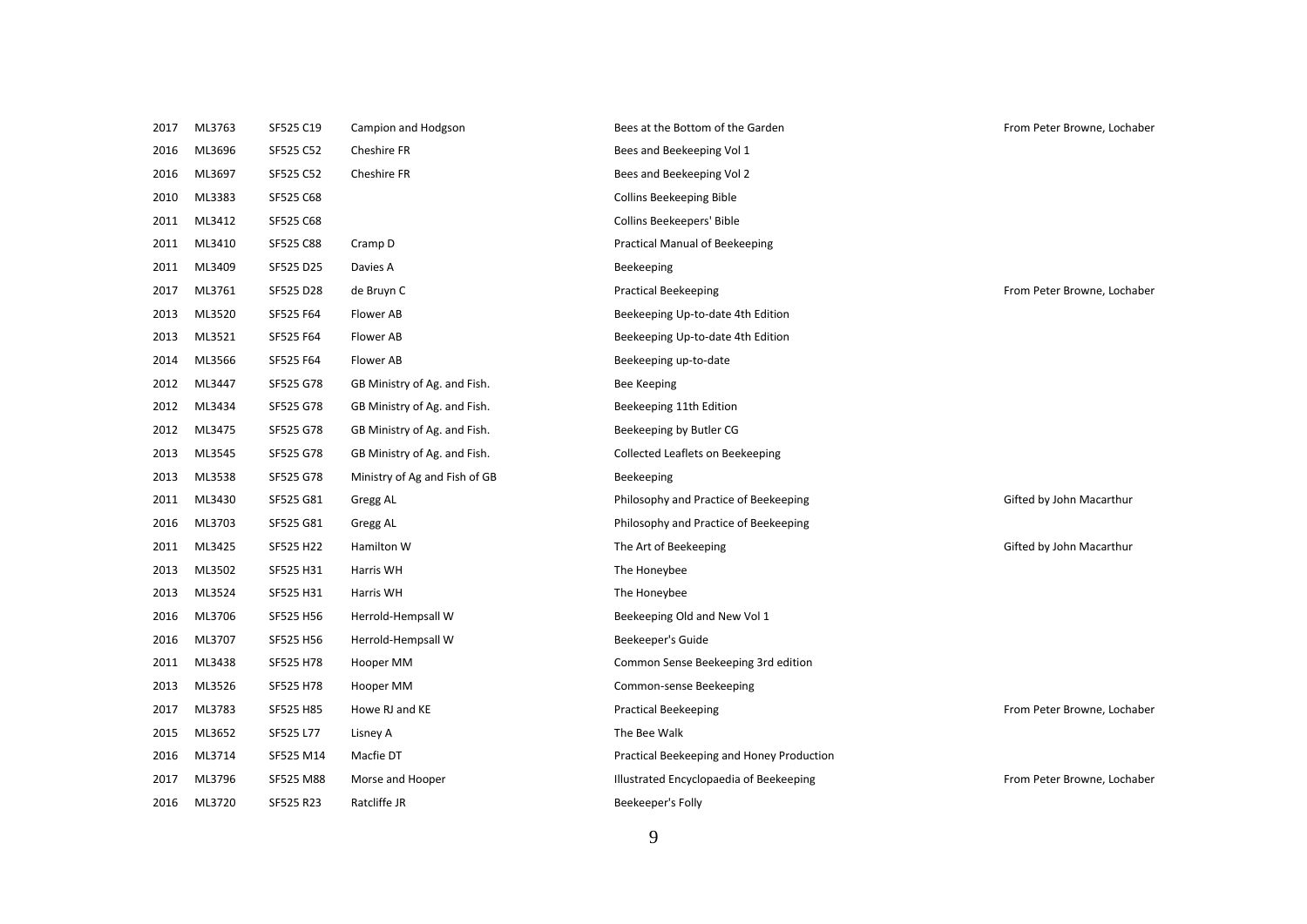| | | | | | |
|---|---|---|---|---|---|
| 2017 | ML3763 | SF525 C19 | Campion and Hodgson | Bees at the Bottom of the Garden | From Peter Browne, Lochaber |
| 2016 | ML3696 | SF525 C52 | Cheshire FR | Bees and Beekeeping Vol 1 | |
| 2016 | ML3697 | SF525 C52 | Cheshire FR | Bees and Beekeeping Vol 2 | |
| 2010 | ML3383 | SF525 C68 | | Collins Beekeeping Bible | |
| 2011 | ML3412 | SF525 C68 | | Collins Beekeepers' Bible | |
| 2011 | ML3410 | SF525 C88 | Cramp D | Practical Manual of Beekeeping | |
| 2011 | ML3409 | SF525 D25 | Davies A | Beekeeping | |
| 2017 | ML3761 | SF525 D28 | de Bruyn C | Practical Beekeeping | From Peter Browne, Lochaber |
| 2013 | ML3520 | SF525 F64 | Flower AB | Beekeeping Up-to-date 4th Edition | |
| 2013 | ML3521 | SF525 F64 | Flower AB | Beekeeping Up-to-date 4th Edition | |
| 2014 | ML3566 | SF525 F64 | Flower AB | Beekeeping up-to-date | |
| 2012 | ML3447 | SF525 G78 | GB Ministry of Ag. and Fish. | Bee Keeping | |
| 2012 | ML3434 | SF525 G78 | GB Ministry of Ag. and Fish. | Beekeeping 11th Edition | |
| 2012 | ML3475 | SF525 G78 | GB Ministry of Ag. and Fish. | Beekeeping by Butler CG | |
| 2013 | ML3545 | SF525 G78 | GB Ministry of Ag. and Fish. | Collected Leaflets on Beekeeping | |
| 2013 | ML3538 | SF525 G78 | Ministry of Ag and Fish of GB | Beekeeping | |
| 2011 | ML3430 | SF525 G81 | Gregg AL | Philosophy and Practice of Beekeeping | Gifted by John Macarthur |
| 2016 | ML3703 | SF525 G81 | Gregg AL | Philosophy and Practice of Beekeeping | |
| 2011 | ML3425 | SF525 H22 | Hamilton W | The Art of Beekeeping | Gifted by John Macarthur |
| 2013 | ML3502 | SF525 H31 | Harris WH | The Honeybee | |
| 2013 | ML3524 | SF525 H31 | Harris WH | The Honeybee | |
| 2016 | ML3706 | SF525 H56 | Herrold-Hempsall W | Beekeeping Old and New Vol 1 | |
| 2016 | ML3707 | SF525 H56 | Herrold-Hempsall W | Beekeeper's Guide | |
| 2011 | ML3438 | SF525 H78 | Hooper MM | Common Sense Beekeeping 3rd edition | |
| 2013 | ML3526 | SF525 H78 | Hooper MM | Common-sense Beekeeping | |
| 2017 | ML3783 | SF525 H85 | Howe RJ and KE | Practical Beekeeping | From Peter Browne, Lochaber |
| 2015 | ML3652 | SF525 L77 | Lisney A | The Bee Walk | |
| 2016 | ML3714 | SF525 M14 | Macfie DT | Practical Beekeeping and Honey Production | |
| 2017 | ML3796 | SF525 M88 | Morse and Hooper | Illustrated Encyclopaedia of Beekeeping | From Peter Browne, Lochaber |
| 2016 | ML3720 | SF525 R23 | Ratcliffe JR | Beekeeper's Folly | |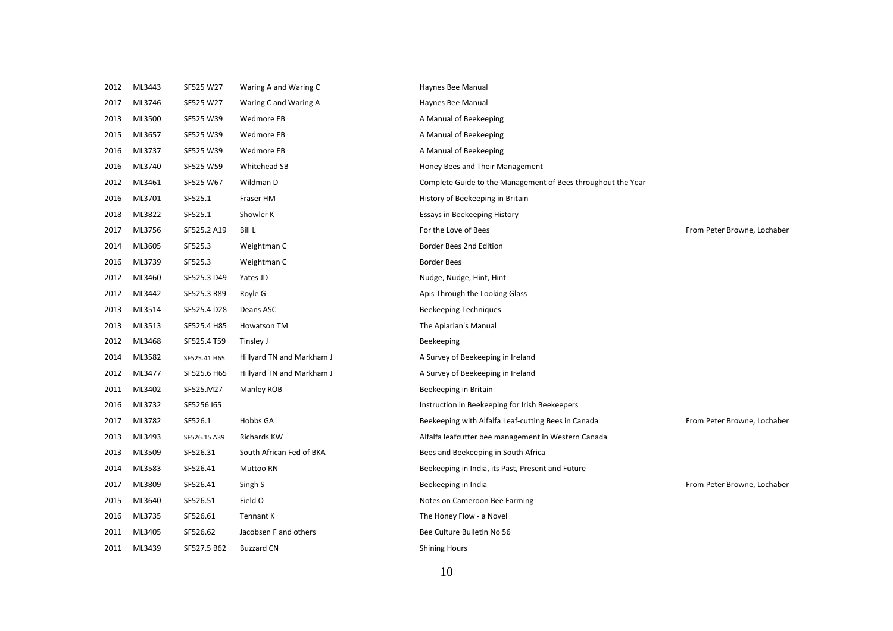| | | | | | |
|---|---|---|---|---|---|
| 2012 | ML3443 | SF525 W27 | Waring A and Waring C | Haynes Bee Manual | |
| 2017 | ML3746 | SF525 W27 | Waring C and Waring A | Haynes Bee Manual | |
| 2013 | ML3500 | SF525 W39 | Wedmore EB | A Manual of Beekeeping | |
| 2015 | ML3657 | SF525 W39 | Wedmore EB | A Manual of Beekeeping | |
| 2016 | ML3737 | SF525 W39 | Wedmore EB | A Manual of Beekeeping | |
| 2016 | ML3740 | SF525 W59 | Whitehead SB | Honey Bees and Their Management | |
| 2012 | ML3461 | SF525 W67 | Wildman D | Complete Guide to the Management of Bees throughout the Year | |
| 2016 | ML3701 | SF525.1 | Fraser HM | History of Beekeeping in Britain | |
| 2018 | ML3822 | SF525.1 | Showler K | Essays in Beekeeping History | |
| 2017 | ML3756 | SF525.2 A19 | Bill L | For the Love of Bees | From Peter Browne, Lochaber |
| 2014 | ML3605 | SF525.3 | Weightman C | Border Bees 2nd Edition | |
| 2016 | ML3739 | SF525.3 | Weightman C | Border Bees | |
| 2012 | ML3460 | SF525.3 D49 | Yates JD | Nudge, Nudge, Hint, Hint | |
| 2012 | ML3442 | SF525.3 R89 | Royle G | Apis Through the Looking Glass | |
| 2013 | ML3514 | SF525.4 D28 | Deans ASC | Beekeeping Techniques | |
| 2013 | ML3513 | SF525.4 H85 | Howatson TM | The Apiarian's Manual | |
| 2012 | ML3468 | SF525.4 T59 | Tinsley J | Beekeeping | |
| 2014 | ML3582 | SF525.41 H65 | Hillyard TN and Markham J | A Survey of Beekeeping in Ireland | |
| 2012 | ML3477 | SF525.6 H65 | Hillyard TN and Markham J | A Survey of Beekeeping in Ireland | |
| 2011 | ML3402 | SF525.M27 | Manley ROB | Beekeeping in Britain | |
| 2016 | ML3732 | SF5256 I65 | | Instruction in Beekeeping for Irish Beekeepers | |
| 2017 | ML3782 | SF526.1 | Hobbs GA | Beekeeping with Alfalfa Leaf-cutting Bees in Canada | From Peter Browne, Lochaber |
| 2013 | ML3493 | SF526.15 A39 | Richards KW | Alfalfa leafcutter bee management in Western Canada | |
| 2013 | ML3509 | SF526.31 | South African Fed of BKA | Bees and Beekeeping in South Africa | |
| 2014 | ML3583 | SF526.41 | Muttoo RN | Beekeeping in India, its Past, Present and Future | |
| 2017 | ML3809 | SF526.41 | Singh S | Beekeeping in India | From Peter Browne, Lochaber |
| 2015 | ML3640 | SF526.51 | Field O | Notes on Cameroon Bee Farming | |
| 2016 | ML3735 | SF526.61 | Tennant K | The Honey Flow - a Novel | |
| 2011 | ML3405 | SF526.62 | Jacobsen F and others | Bee Culture Bulletin No 56 | |
| 2011 | ML3439 | SF527.5 B62 | Buzzard CN | Shining Hours | |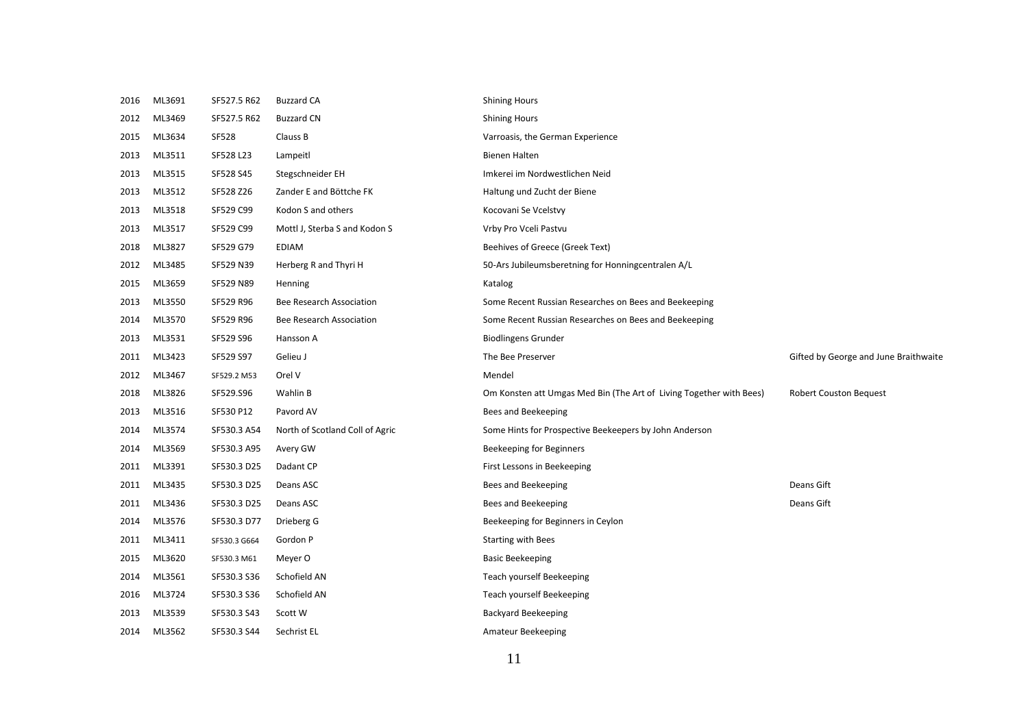| | | | | | |
|---|---|---|---|---|---|
| 2016 | ML3691 | SF527.5 R62 | Buzzard CA | Shining Hours | |
| 2012 | ML3469 | SF527.5 R62 | Buzzard CN | Shining Hours | |
| 2015 | ML3634 | SF528 | Clauss B | Varroasis, the German Experience | |
| 2013 | ML3511 | SF528 L23 | Lampeitl | Bienen Halten | |
| 2013 | ML3515 | SF528 S45 | Stegschneider EH | Imkerei im Nordwestlichen Neid | |
| 2013 | ML3512 | SF528 Z26 | Zander E and Böttche FK | Haltung und Zucht der Biene | |
| 2013 | ML3518 | SF529 C99 | Kodon S and others | Kocovani Se Vcelstvy | |
| 2013 | ML3517 | SF529 C99 | Mottl J, Sterba S and Kodon S | Vrby Pro Vceli Pastvu | |
| 2018 | ML3827 | SF529 G79 | EDIAM | Beehives of Greece (Greek Text) | |
| 2012 | ML3485 | SF529 N39 | Herberg R and Thyri H | 50-Ars Jubileumsberetning for Honningcentralen A/L | |
| 2015 | ML3659 | SF529 N89 | Henning | Katalog | |
| 2013 | ML3550 | SF529 R96 | Bee Research Association | Some Recent Russian Researches on Bees and Beekeeping | |
| 2014 | ML3570 | SF529 R96 | Bee Research Association | Some Recent Russian Researches on Bees and Beekeeping | |
| 2013 | ML3531 | SF529 S96 | Hansson A | Biodlingens Grunder | |
| 2011 | ML3423 | SF529 S97 | Gelieu J | The Bee Preserver | Gifted by George and June Braithwaite |
| 2012 | ML3467 | SF529.2 M53 | Orel V | Mendel | |
| 2018 | ML3826 | SF529.S96 | Wahlin B | Om Konsten att Umgas Med Bin (The Art of Living Together with Bees) | Robert Couston Bequest |
| 2013 | ML3516 | SF530 P12 | Pavord AV | Bees and Beekeeping | |
| 2014 | ML3574 | SF530.3 A54 | North of Scotland Coll of Agric | Some Hints for Prospective Beekeepers by John Anderson | |
| 2014 | ML3569 | SF530.3 A95 | Avery GW | Beekeeping for Beginners | |
| 2011 | ML3391 | SF530.3 D25 | Dadant CP | First Lessons in Beekeeping | |
| 2011 | ML3435 | SF530.3 D25 | Deans ASC | Bees and Beekeeping | Deans Gift |
| 2011 | ML3436 | SF530.3 D25 | Deans ASC | Bees and Beekeeping | Deans Gift |
| 2014 | ML3576 | SF530.3 D77 | Drieberg G | Beekeeping for Beginners in Ceylon | |
| 2011 | ML3411 | SF530.3 G664 | Gordon P | Starting with Bees | |
| 2015 | ML3620 | SF530.3 M61 | Meyer O | Basic Beekeeping | |
| 2014 | ML3561 | SF530.3 S36 | Schofield AN | Teach yourself Beekeeping | |
| 2016 | ML3724 | SF530.3 S36 | Schofield AN | Teach yourself Beekeeping | |
| 2013 | ML3539 | SF530.3 S43 | Scott W | Backyard Beekeeping | |
| 2014 | ML3562 | SF530.3 S44 | Sechrist EL | Amateur Beekeeping | |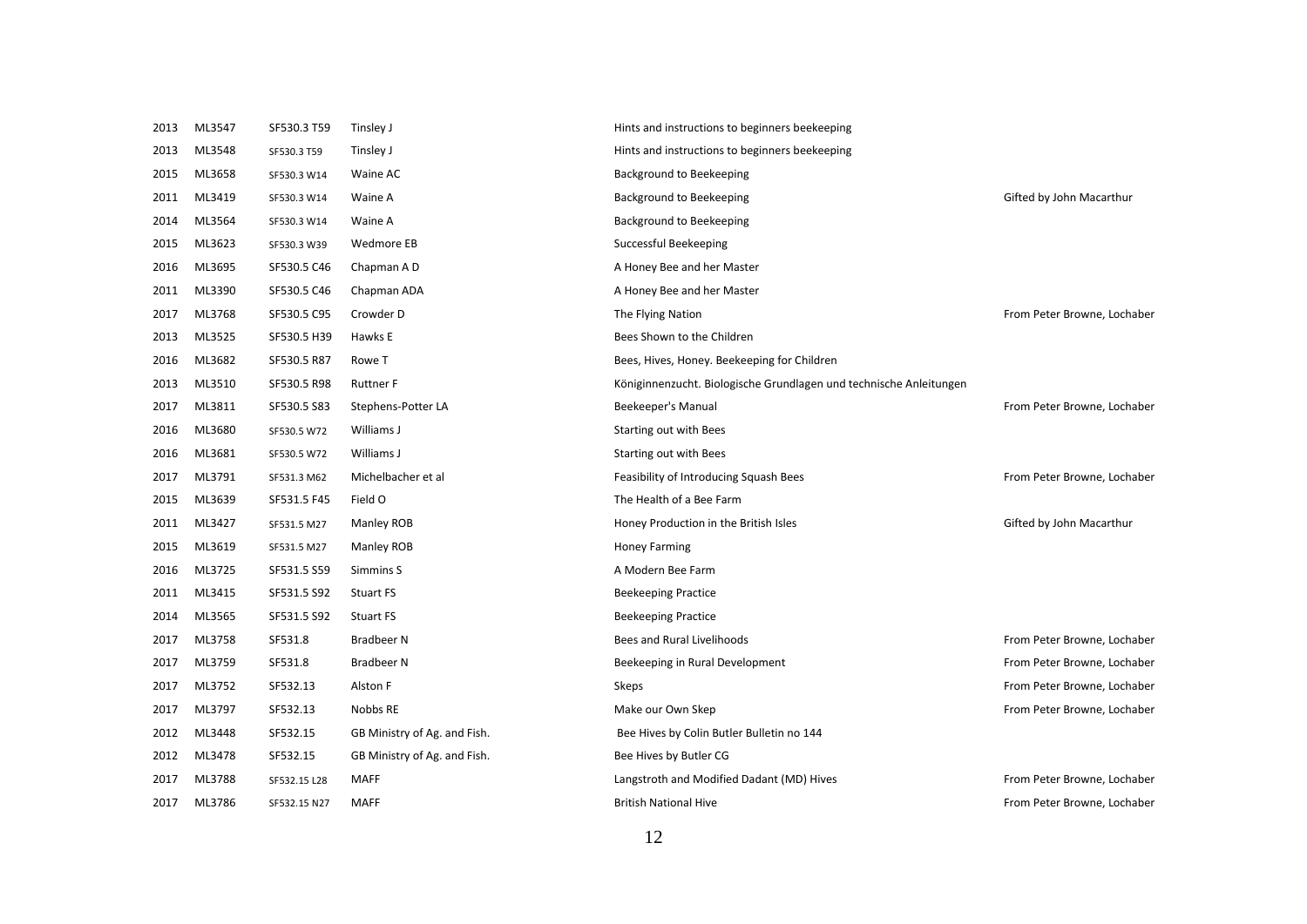| | | | | | |
|---|---|---|---|---|---|
| 2013 | ML3547 | SF530.3 T59 | Tinsley J | Hints and instructions to beginners beekeeping | |
| 2013 | ML3548 | SF530.3 T59 | Tinsley J | Hints and instructions to beginners beekeeping | |
| 2015 | ML3658 | SF530.3 W14 | Waine AC | Background to Beekeeping | |
| 2011 | ML3419 | SF530.3 W14 | Waine A | Background to Beekeeping | Gifted by John Macarthur |
| 2014 | ML3564 | SF530.3 W14 | Waine A | Background to Beekeeping | |
| 2015 | ML3623 | SF530.3 W39 | Wedmore EB | Successful Beekeeping | |
| 2016 | ML3695 | SF530.5 C46 | Chapman A D | A Honey Bee and her Master | |
| 2011 | ML3390 | SF530.5 C46 | Chapman ADA | A Honey Bee and her Master | |
| 2017 | ML3768 | SF530.5 C95 | Crowder D | The Flying Nation | From Peter Browne, Lochaber |
| 2013 | ML3525 | SF530.5 H39 | Hawks E | Bees Shown to the Children | |
| 2016 | ML3682 | SF530.5 R87 | Rowe T | Bees, Hives, Honey. Beekeeping for Children | |
| 2013 | ML3510 | SF530.5 R98 | Ruttner F | Königinnenzucht. Biologische Grundlagen und technische Anleitungen | |
| 2017 | ML3811 | SF530.5 S83 | Stephens-Potter LA | Beekeeper's Manual | From Peter Browne, Lochaber |
| 2016 | ML3680 | SF530.5 W72 | Williams J | Starting out with Bees | |
| 2016 | ML3681 | SF530.5 W72 | Williams J | Starting out with Bees | |
| 2017 | ML3791 | SF531.3 M62 | Michelbacher et al | Feasibility of Introducing Squash Bees | From Peter Browne, Lochaber |
| 2015 | ML3639 | SF531.5 F45 | Field O | The Health of a Bee Farm | |
| 2011 | ML3427 | SF531.5 M27 | Manley ROB | Honey Production in the British Isles | Gifted by John Macarthur |
| 2015 | ML3619 | SF531.5 M27 | Manley ROB | Honey Farming | |
| 2016 | ML3725 | SF531.5 S59 | Simmins S | A Modern Bee Farm | |
| 2011 | ML3415 | SF531.5 S92 | Stuart FS | Beekeeping Practice | |
| 2014 | ML3565 | SF531.5 S92 | Stuart FS | Beekeeping Practice | |
| 2017 | ML3758 | SF531.8 | Bradbeer N | Bees and Rural Livelihoods | From Peter Browne, Lochaber |
| 2017 | ML3759 | SF531.8 | Bradbeer N | Beekeeping in Rural Development | From Peter Browne, Lochaber |
| 2017 | ML3752 | SF532.13 | Alston F | Skeps | From Peter Browne, Lochaber |
| 2017 | ML3797 | SF532.13 | Nobbs RE | Make our Own Skep | From Peter Browne, Lochaber |
| 2012 | ML3448 | SF532.15 | GB Ministry of Ag. and Fish. | Bee Hives by Colin Butler Bulletin no 144 | |
| 2012 | ML3478 | SF532.15 | GB Ministry of Ag. and Fish. | Bee Hives by Butler CG | |
| 2017 | ML3788 | SF532.15 L28 | MAFF | Langstroth and Modified Dadant (MD) Hives | From Peter Browne, Lochaber |
| 2017 | ML3786 | SF532.15 N27 | MAFF | British National Hive | From Peter Browne, Lochaber |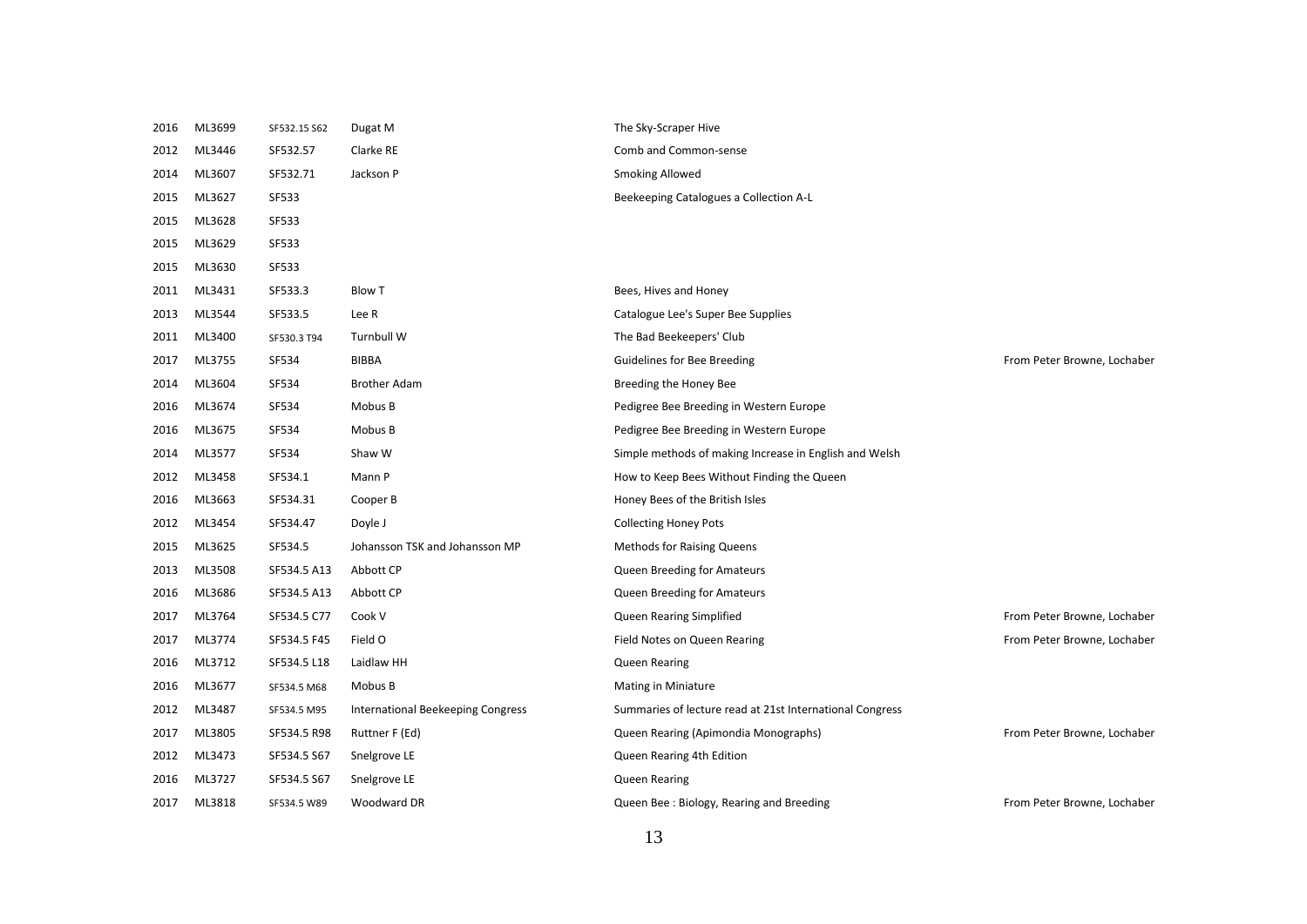| | | | | | |
|---|---|---|---|---|---|
| 2016 | ML3699 | SF532.15 S62 | Dugat M | The Sky-Scraper Hive | |
| 2012 | ML3446 | SF532.57 | Clarke RE | Comb and Common-sense | |
| 2014 | ML3607 | SF532.71 | Jackson P | Smoking Allowed | |
| 2015 | ML3627 | SF533 | | Beekeeping Catalogues a Collection A-L | |
| 2015 | ML3628 | SF533 | | | |
| 2015 | ML3629 | SF533 | | | |
| 2015 | ML3630 | SF533 | | | |
| 2011 | ML3431 | SF533.3 | Blow T | Bees, Hives and Honey | |
| 2013 | ML3544 | SF533.5 | Lee R | Catalogue Lee's Super Bee Supplies | |
| 2011 | ML3400 | SF530.3 T94 | Turnbull W | The Bad Beekeepers' Club | |
| 2017 | ML3755 | SF534 | BIBBA | Guidelines for Bee Breeding | From Peter Browne, Lochaber |
| 2014 | ML3604 | SF534 | Brother Adam | Breeding the Honey Bee | |
| 2016 | ML3674 | SF534 | Mobus B | Pedigree Bee Breeding in Western Europe | |
| 2016 | ML3675 | SF534 | Mobus B | Pedigree Bee Breeding in Western Europe | |
| 2014 | ML3577 | SF534 | Shaw W | Simple methods of making Increase in English and Welsh | |
| 2012 | ML3458 | SF534.1 | Mann P | How to Keep Bees Without Finding the Queen | |
| 2016 | ML3663 | SF534.31 | Cooper B | Honey Bees of the British Isles | |
| 2012 | ML3454 | SF534.47 | Doyle J | Collecting Honey Pots | |
| 2015 | ML3625 | SF534.5 | Johansson TSK and Johansson MP | Methods for Raising Queens | |
| 2013 | ML3508 | SF534.5 A13 | Abbott CP | Queen Breeding for Amateurs | |
| 2016 | ML3686 | SF534.5 A13 | Abbott CP | Queen Breeding for Amateurs | |
| 2017 | ML3764 | SF534.5 C77 | Cook V | Queen Rearing Simplified | From Peter Browne, Lochaber |
| 2017 | ML3774 | SF534.5 F45 | Field O | Field Notes on Queen Rearing | From Peter Browne, Lochaber |
| 2016 | ML3712 | SF534.5 L18 | Laidlaw HH | Queen Rearing | |
| 2016 | ML3677 | SF534.5 M68 | Mobus B | Mating in Miniature | |
| 2012 | ML3487 | SF534.5 M95 | International Beekeeping Congress | Summaries of lecture read at 21st International Congress | |
| 2017 | ML3805 | SF534.5 R98 | Ruttner F (Ed) | Queen Rearing (Apimondia Monographs) | From Peter Browne, Lochaber |
| 2012 | ML3473 | SF534.5 S67 | Snelgrove LE | Queen Rearing 4th Edition | |
| 2016 | ML3727 | SF534.5 S67 | Snelgrove LE | Queen Rearing | |
| 2017 | ML3818 | SF534.5 W89 | Woodward DR | Queen Bee : Biology, Rearing and Breeding | From Peter Browne, Lochaber |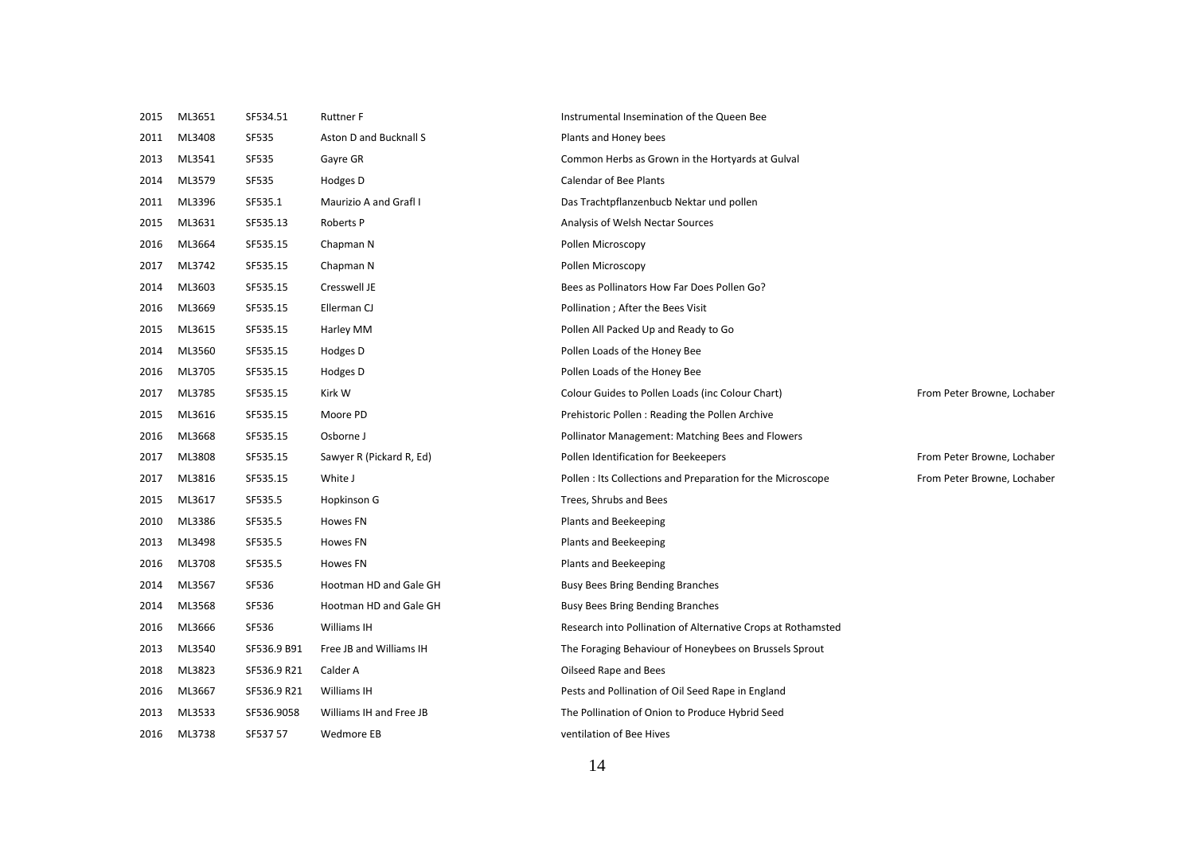| | | | | | |
|---|---|---|---|---|---|
| 2015 | ML3651 | SF534.51 | Ruttner F | Instrumental Insemination of the Queen Bee | |
| 2011 | ML3408 | SF535 | Aston D and Bucknall S | Plants and Honey bees | |
| 2013 | ML3541 | SF535 | Gayre GR | Common Herbs as Grown in the Hortyards at Gulval | |
| 2014 | ML3579 | SF535 | Hodges D | Calendar of Bee Plants | |
| 2011 | ML3396 | SF535.1 | Maurizio A and Grafl I | Das Trachtpflanzenbucb Nektar und pollen | |
| 2015 | ML3631 | SF535.13 | Roberts P | Analysis of Welsh Nectar Sources | |
| 2016 | ML3664 | SF535.15 | Chapman N | Pollen Microscopy | |
| 2017 | ML3742 | SF535.15 | Chapman N | Pollen Microscopy | |
| 2014 | ML3603 | SF535.15 | Cresswell JE | Bees as Pollinators How Far Does Pollen Go? | |
| 2016 | ML3669 | SF535.15 | Ellerman CJ | Pollination ; After the Bees Visit | |
| 2015 | ML3615 | SF535.15 | Harley MM | Pollen All Packed Up and Ready to Go | |
| 2014 | ML3560 | SF535.15 | Hodges D | Pollen Loads of the Honey Bee | |
| 2016 | ML3705 | SF535.15 | Hodges D | Pollen Loads of the Honey Bee | |
| 2017 | ML3785 | SF535.15 | Kirk W | Colour Guides to Pollen Loads (inc Colour Chart) | From Peter Browne, Lochaber |
| 2015 | ML3616 | SF535.15 | Moore PD | Prehistoric Pollen : Reading the Pollen Archive | |
| 2016 | ML3668 | SF535.15 | Osborne J | Pollinator Management: Matching Bees and Flowers | |
| 2017 | ML3808 | SF535.15 | Sawyer R (Pickard R, Ed) | Pollen Identification for Beekeepers | From Peter Browne, Lochaber |
| 2017 | ML3816 | SF535.15 | White J | Pollen : Its Collections and Preparation for the Microscope | From Peter Browne, Lochaber |
| 2015 | ML3617 | SF535.5 | Hopkinson G | Trees, Shrubs and Bees | |
| 2010 | ML3386 | SF535.5 | Howes FN | Plants and Beekeeping | |
| 2013 | ML3498 | SF535.5 | Howes FN | Plants and Beekeeping | |
| 2016 | ML3708 | SF535.5 | Howes FN | Plants and Beekeeping | |
| 2014 | ML3567 | SF536 | Hootman HD and Gale GH | Busy Bees Bring Bending Branches | |
| 2014 | ML3568 | SF536 | Hootman HD and Gale GH | Busy Bees Bring Bending Branches | |
| 2016 | ML3666 | SF536 | Williams IH | Research into Pollination of Alternative Crops at Rothamsted | |
| 2013 | ML3540 | SF536.9 B91 | Free JB and Williams IH | The Foraging Behaviour of Honeybees on Brussels Sprout | |
| 2018 | ML3823 | SF536.9 R21 | Calder A | Oilseed Rape and Bees | |
| 2016 | ML3667 | SF536.9 R21 | Williams IH | Pests and Pollination of Oil Seed Rape in England | |
| 2013 | ML3533 | SF536.9058 | Williams IH and Free JB | The Pollination of Onion to Produce Hybrid Seed | |
| 2016 | ML3738 | SF537 57 | Wedmore EB | ventilation of Bee Hives | |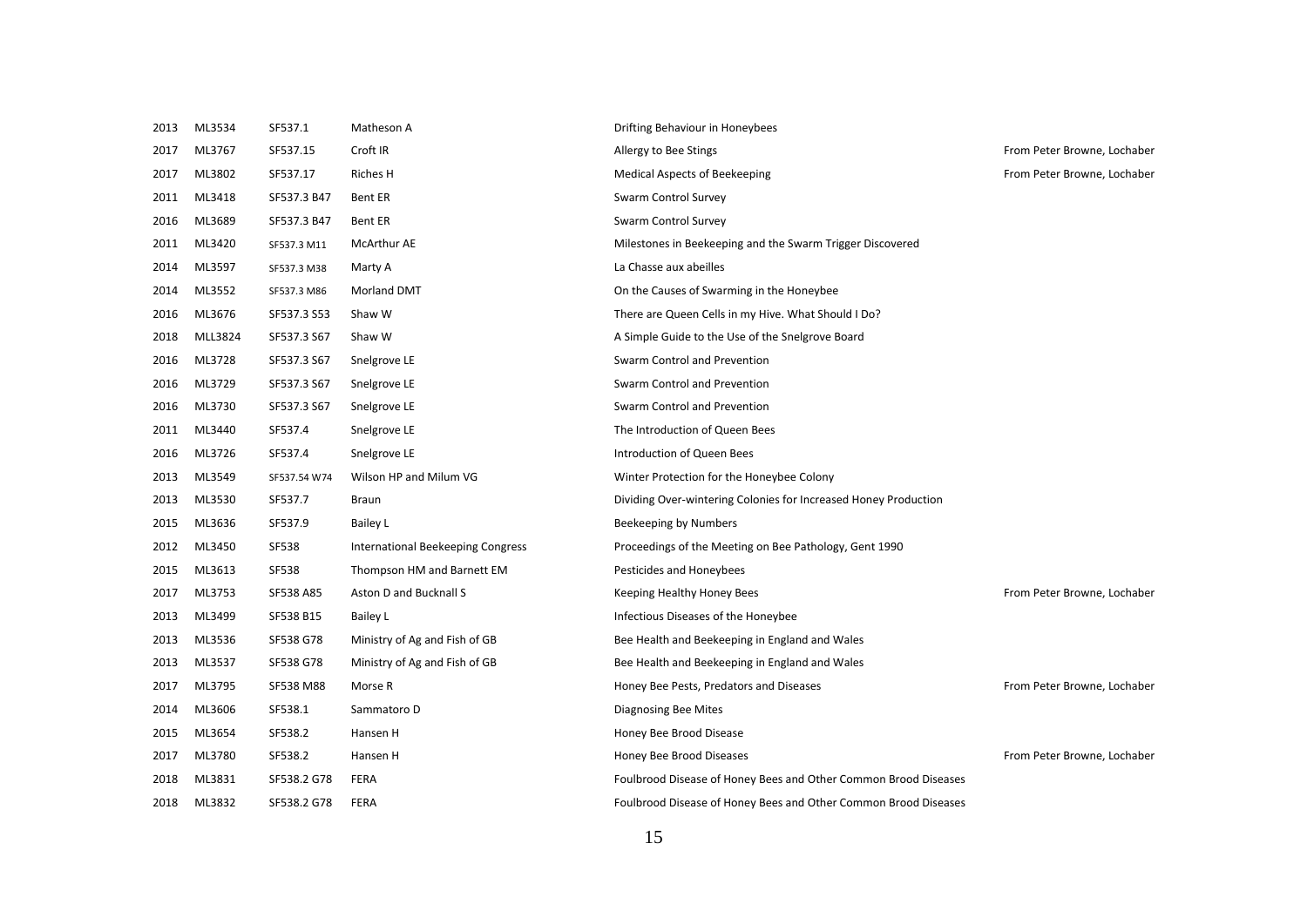| | | | | | |
|---|---|---|---|---|---|
| 2013 | ML3534 | SF537.1 | Matheson A | Drifting Behaviour in Honeybees | |
| 2017 | ML3767 | SF537.15 | Croft IR | Allergy to Bee Stings | From Peter Browne, Lochaber |
| 2017 | ML3802 | SF537.17 | Riches H | Medical Aspects of Beekeeping | From Peter Browne, Lochaber |
| 2011 | ML3418 | SF537.3 B47 | Bent ER | Swarm Control Survey | |
| 2016 | ML3689 | SF537.3 B47 | Bent ER | Swarm Control Survey | |
| 2011 | ML3420 | SF537.3 M11 | McArthur AE | Milestones in Beekeeping and the Swarm Trigger Discovered | |
| 2014 | ML3597 | SF537.3 M38 | Marty A | La Chasse aux abeilles | |
| 2014 | ML3552 | SF537.3 M86 | Morland DMT | On the Causes of Swarming in the Honeybee | |
| 2016 | ML3676 | SF537.3 S53 | Shaw W | There are Queen Cells in my Hive. What Should I Do? | |
| 2018 | MLL3824 | SF537.3 S67 | Shaw W | A Simple Guide to the Use of the Snelgrove Board | |
| 2016 | ML3728 | SF537.3 S67 | Snelgrove LE | Swarm Control and Prevention | |
| 2016 | ML3729 | SF537.3 S67 | Snelgrove LE | Swarm Control and Prevention | |
| 2016 | ML3730 | SF537.3 S67 | Snelgrove LE | Swarm Control and Prevention | |
| 2011 | ML3440 | SF537.4 | Snelgrove LE | The Introduction of Queen Bees | |
| 2016 | ML3726 | SF537.4 | Snelgrove LE | Introduction of Queen Bees | |
| 2013 | ML3549 | SF537.54 W74 | Wilson HP and Milum VG | Winter Protection for the Honeybee Colony | |
| 2013 | ML3530 | SF537.7 | Braun | Dividing Over-wintering Colonies for Increased Honey Production | |
| 2015 | ML3636 | SF537.9 | Bailey L | Beekeeping by Numbers | |
| 2012 | ML3450 | SF538 | International Beekeeping Congress | Proceedings of the Meeting on Bee Pathology, Gent 1990 | |
| 2015 | ML3613 | SF538 | Thompson HM and Barnett EM | Pesticides and Honeybees | |
| 2017 | ML3753 | SF538 A85 | Aston D and Bucknall S | Keeping Healthy Honey Bees | From Peter Browne, Lochaber |
| 2013 | ML3499 | SF538 B15 | Bailey L | Infectious Diseases of the Honeybee | |
| 2013 | ML3536 | SF538 G78 | Ministry of Ag and Fish of GB | Bee Health and Beekeeping in England and Wales | |
| 2013 | ML3537 | SF538 G78 | Ministry of Ag and Fish of GB | Bee Health and Beekeeping in England and Wales | |
| 2017 | ML3795 | SF538 M88 | Morse R | Honey Bee Pests, Predators and Diseases | From Peter Browne, Lochaber |
| 2014 | ML3606 | SF538.1 | Sammatoro D | Diagnosing Bee Mites | |
| 2015 | ML3654 | SF538.2 | Hansen H | Honey Bee Brood Disease | |
| 2017 | ML3780 | SF538.2 | Hansen H | Honey Bee Brood Diseases | From Peter Browne, Lochaber |
| 2018 | ML3831 | SF538.2 G78 | FERA | Foulbrood Disease of Honey Bees and Other Common Brood Diseases | |
| 2018 | ML3832 | SF538.2 G78 | FERA | Foulbrood Disease of Honey Bees and Other Common Brood Diseases | |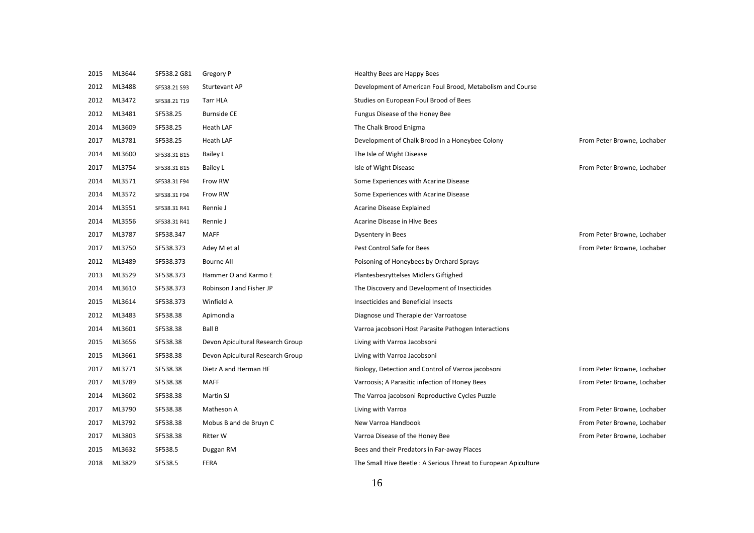| | | | | | |
|---|---|---|---|---|---|
| 2015 | ML3644 | SF538.2 G81 | Gregory P | Healthy Bees are Happy Bees | |
| 2012 | ML3488 | SF538.21 S93 | Sturtevant AP | Development of American Foul Brood, Metabolism and Course | |
| 2012 | ML3472 | SF538.21 T19 | Tarr HLA | Studies on European Foul Brood of Bees | |
| 2012 | ML3481 | SF538.25 | Burnside CE | Fungus Disease of the Honey Bee | |
| 2014 | ML3609 | SF538.25 | Heath LAF | The Chalk Brood Enigma | |
| 2017 | ML3781 | SF538.25 | Heath LAF | Development of Chalk Brood in a Honeybee Colony | From Peter Browne, Lochaber |
| 2014 | ML3600 | SF538.31 B15 | Bailey L | The Isle of Wight Disease | |
| 2017 | ML3754 | SF538.31 B15 | Bailey L | Isle of Wight Disease | From Peter Browne, Lochaber |
| 2014 | ML3571 | SF538.31 F94 | Frow RW | Some Experiences with Acarine Disease | |
| 2014 | ML3572 | SF538.31 F94 | Frow RW | Some Experiences with Acarine Disease | |
| 2014 | ML3551 | SF538.31 R41 | Rennie J | Acarine Disease Explained | |
| 2014 | ML3556 | SF538.31 R41 | Rennie J | Acarine Disease in Hive Bees | |
| 2017 | ML3787 | SF538.347 | MAFF | Dysentery in Bees | From Peter Browne, Lochaber |
| 2017 | ML3750 | SF538.373 | Adey M et al | Pest Control Safe for Bees | From Peter Browne, Lochaber |
| 2012 | ML3489 | SF538.373 | Bourne AII | Poisoning of Honeybees by Orchard Sprays | |
| 2013 | ML3529 | SF538.373 | Hammer O and Karmo E | Plantesbesryttelses Midlers Giftighed | |
| 2014 | ML3610 | SF538.373 | Robinson J and Fisher JP | The Discovery and Development of Insecticides | |
| 2015 | ML3614 | SF538.373 | Winfield A | Insecticides and Beneficial Insects | |
| 2012 | ML3483 | SF538.38 | Apimondia | Diagnose und Therapie der Varroatose | |
| 2014 | ML3601 | SF538.38 | Ball B | Varroa jacobsoni Host Parasite Pathogen Interactions | |
| 2015 | ML3656 | SF538.38 | Devon Apicultural Research Group | Living with Varroa Jacobsoni | |
| 2015 | ML3661 | SF538.38 | Devon Apicultural Research Group | Living with Varroa Jacobsoni | |
| 2017 | ML3771 | SF538.38 | Dietz A and Herman HF | Biology, Detection and Control of Varroa jacobsoni | From Peter Browne, Lochaber |
| 2017 | ML3789 | SF538.38 | MAFF | Varroosis; A Parasitic infection of Honey Bees | From Peter Browne, Lochaber |
| 2014 | ML3602 | SF538.38 | Martin SJ | The Varroa jacobsoni Reproductive Cycles Puzzle | |
| 2017 | ML3790 | SF538.38 | Matheson A | Living with Varroa | From Peter Browne, Lochaber |
| 2017 | ML3792 | SF538.38 | Mobus B and de Bruyn C | New Varroa Handbook | From Peter Browne, Lochaber |
| 2017 | ML3803 | SF538.38 | Ritter W | Varroa Disease of the Honey Bee | From Peter Browne, Lochaber |
| 2015 | ML3632 | SF538.5 | Duggan RM | Bees and their Predators in Far-away Places | |
| 2018 | ML3829 | SF538.5 | FERA | The Small Hive Beetle : A Serious Threat to European Apiculture | |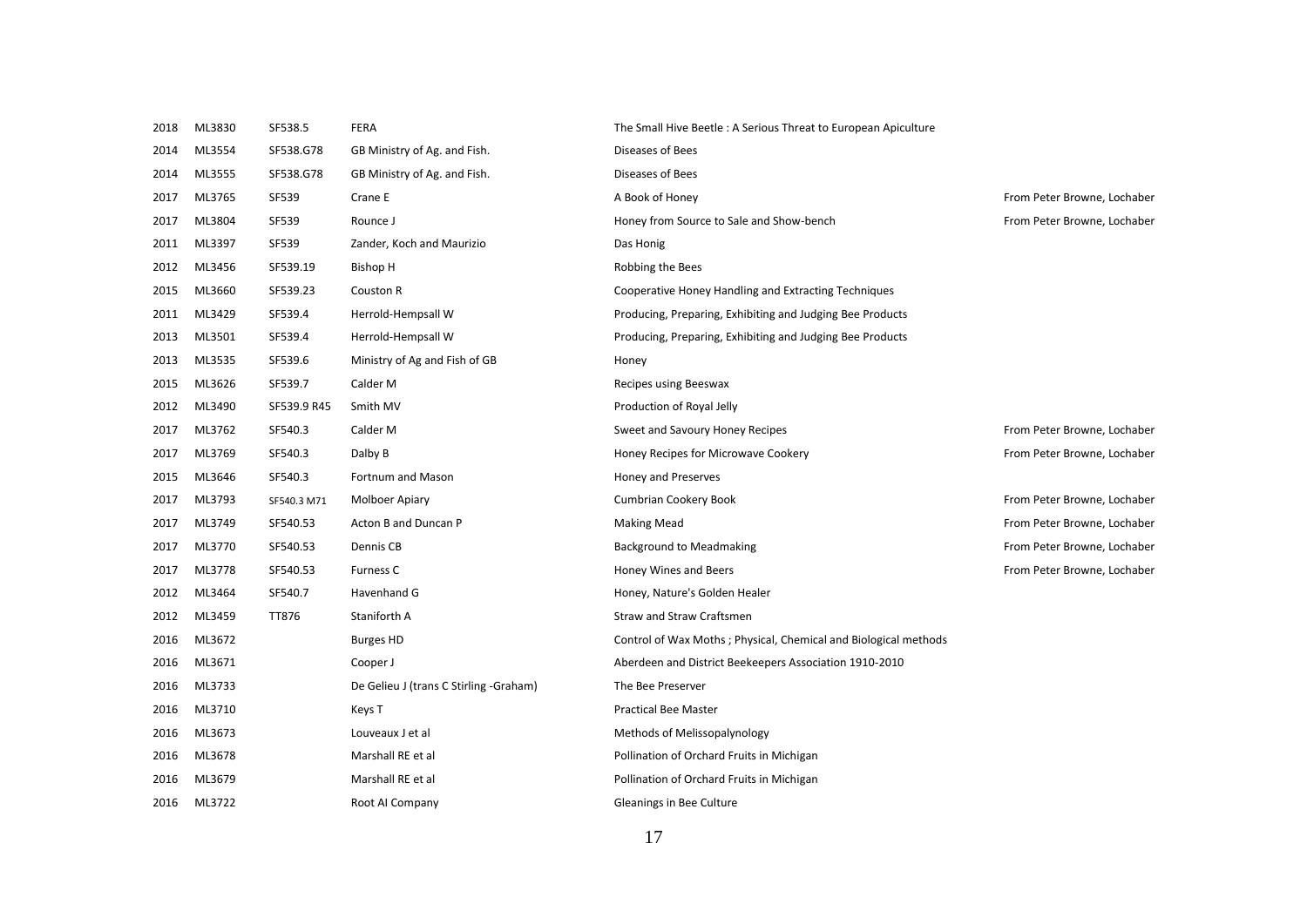| | | | | | |
|---|---|---|---|---|---|
| 2018 | ML3830 | SF538.5 | FERA | The Small Hive Beetle : A Serious Threat to European Apiculture | |
| 2014 | ML3554 | SF538.G78 | GB Ministry of Ag. and Fish. | Diseases of Bees | |
| 2014 | ML3555 | SF538.G78 | GB Ministry of Ag. and Fish. | Diseases of Bees | |
| 2017 | ML3765 | SF539 | Crane E | A Book of Honey | From Peter Browne, Lochaber |
| 2017 | ML3804 | SF539 | Rounce J | Honey from Source to Sale and Show-bench | From Peter Browne, Lochaber |
| 2011 | ML3397 | SF539 | Zander, Koch and Maurizio | Das Honig | |
| 2012 | ML3456 | SF539.19 | Bishop H | Robbing the Bees | |
| 2015 | ML3660 | SF539.23 | Couston R | Cooperative Honey Handling and Extracting Techniques | |
| 2011 | ML3429 | SF539.4 | Herrold-Hempsall W | Producing, Preparing, Exhibiting and Judging Bee Products | |
| 2013 | ML3501 | SF539.4 | Herrold-Hempsall W | Producing, Preparing, Exhibiting and Judging Bee Products | |
| 2013 | ML3535 | SF539.6 | Ministry of Ag and Fish of GB | Honey | |
| 2015 | ML3626 | SF539.7 | Calder M | Recipes using Beeswax | |
| 2012 | ML3490 | SF539.9 R45 | Smith MV | Production of Royal Jelly | |
| 2017 | ML3762 | SF540.3 | Calder M | Sweet and Savoury Honey Recipes | From Peter Browne, Lochaber |
| 2017 | ML3769 | SF540.3 | Dalby B | Honey Recipes for Microwave Cookery | From Peter Browne, Lochaber |
| 2015 | ML3646 | SF540.3 | Fortnum and Mason | Honey and Preserves | |
| 2017 | ML3793 | SF540.3 M71 | Molboer Apiary | Cumbrian Cookery Book | From Peter Browne, Lochaber |
| 2017 | ML3749 | SF540.53 | Acton B and Duncan P | Making Mead | From Peter Browne, Lochaber |
| 2017 | ML3770 | SF540.53 | Dennis CB | Background to Meadmaking | From Peter Browne, Lochaber |
| 2017 | ML3778 | SF540.53 | Furness C | Honey Wines and Beers | From Peter Browne, Lochaber |
| 2012 | ML3464 | SF540.7 | Havenhand G | Honey, Nature's Golden Healer | |
| 2012 | ML3459 | TT876 | Staniforth A | Straw and Straw Craftsmen | |
| 2016 | ML3672 | | Burges HD | Control of Wax Moths ; Physical, Chemical and Biological methods | |
| 2016 | ML3671 | | Cooper J | Aberdeen and District Beekeepers Association 1910-2010 | |
| 2016 | ML3733 | | De Gelieu J (trans C Stirling -Graham) | The Bee Preserver | |
| 2016 | ML3710 | | Keys T | Practical Bee Master | |
| 2016 | ML3673 | | Louveaux J et al | Methods of Melissopalynology | |
| 2016 | ML3678 | | Marshall RE et al | Pollination of Orchard Fruits in Michigan | |
| 2016 | ML3679 | | Marshall RE et al | Pollination of Orchard Fruits in Michigan | |
| 2016 | ML3722 | | Root AI Company | Gleanings in Bee Culture | |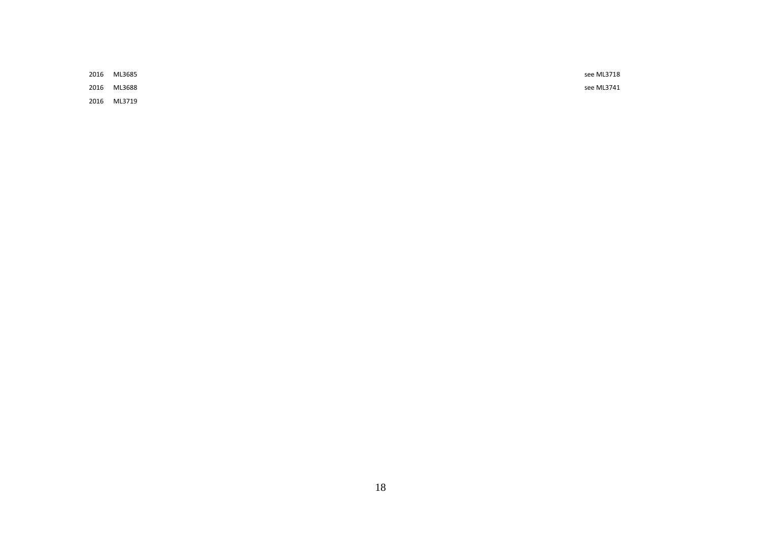| | | |
|---|---|---|
| 2016 | ML3685 | see ML3718 |
| 2016 | ML3688 | see ML3741 |
| 2016 | ML3719 | |